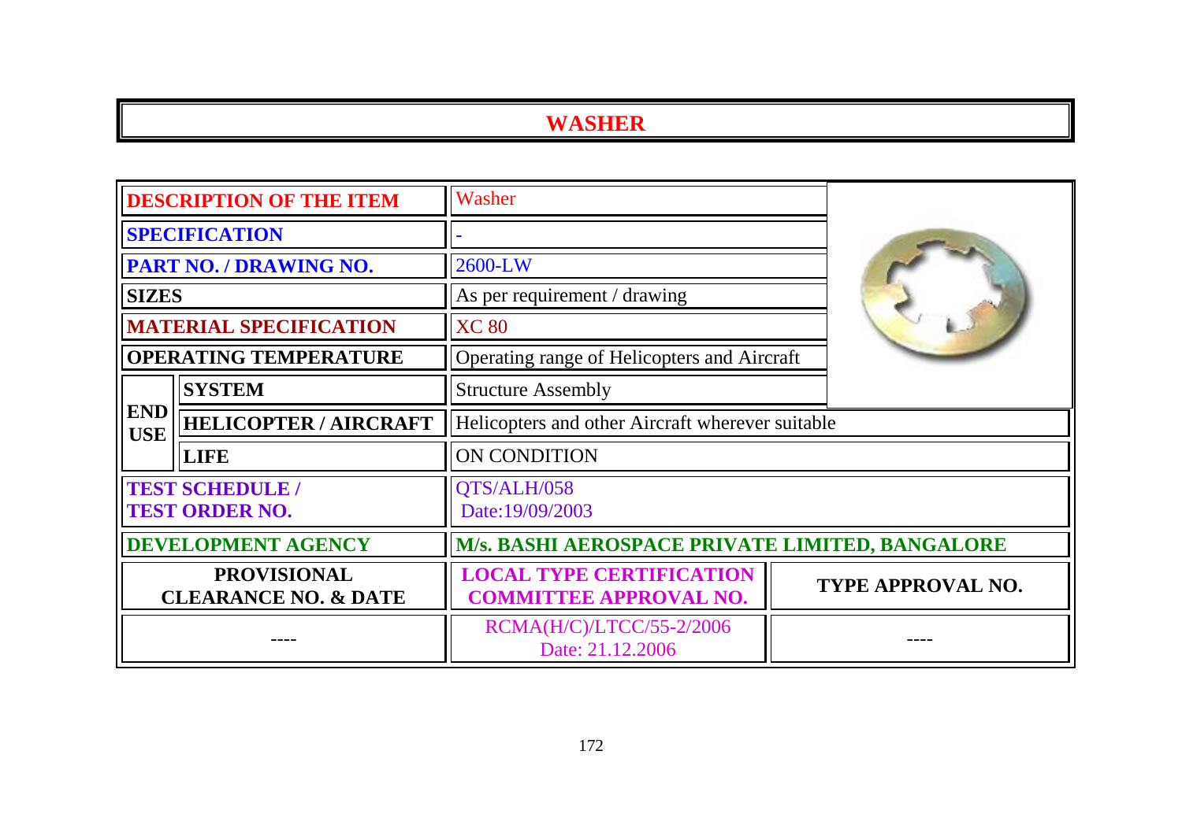# WASHER

| | | |
|---|---|---|
| **DESCRIPTION OF THE ITEM** | | Washer |
| **SPECIFICATION** | | - |
| **PART NO. / DRAWING NO.** | | 2600-LW |
| **SIZES** | | As per requirement / drawing |
| **MATERIAL SPECIFICATION** | | XC 80 |
| **OPERATING TEMPERATURE** | | Operating range of Helicopters and Aircraft |
| **END USE** | **SYSTEM** | Structure Assembly |
| | **HELICOPTER / AIRCRAFT** | Helicopters and other Aircraft wherever suitable |
| | **LIFE** | ON CONDITION |
| **TEST SCHEDULE / TEST ORDER NO.** | | QTS/ALH/058 Date:19/09/2003 |
| **DEVELOPMENT AGENCY** | | **M/s. BASHI AEROSPACE PRIVATE LIMITED, BANGALORE** |

| **PROVISIONAL CLEARANCE NO. & DATE** | **LOCAL TYPE CERTIFICATION COMMITTEE APPROVAL NO.** | **TYPE APPROVAL NO.** |
|---|---|---|
| ---- | RCMA(H/C)/LTCC/55-2/2006 Date: 21.12.2006 | ---- |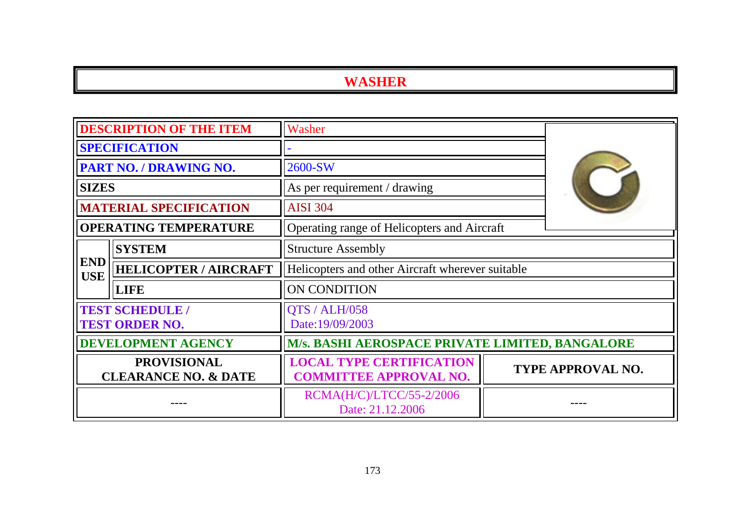# WASHER

| DESCRIPTION OF THE ITEM | | Washer | |
|---|---|---|---|
| SPECIFICATION | | - | |
| PART NO. / DRAWING NO. | | 2600-SW | |
| SIZES | | As per requirement / drawing | |
| MATERIAL SPECIFICATION | | AISI 304 | |
| OPERATING TEMPERATURE | | Operating range of Helicopters and Aircraft | |
| END USE | SYSTEM | Structure Assembly | |
| | HELICOPTER / AIRCRAFT | Helicopters and other Aircraft wherever suitable | |
| | LIFE | ON CONDITION | |
| TEST SCHEDULE / TEST ORDER NO. | | QTS / ALH/058 Date:19/09/2003 | |
| DEVELOPMENT AGENCY | | M/s. BASHI AEROSPACE PRIVATE LIMITED, BANGALORE | |
| PROVISIONAL CLEARANCE NO. & DATE | | LOCAL TYPE CERTIFICATION COMMITTEE APPROVAL NO. | TYPE APPROVAL NO. |
| ---- | | RCMA(H/C)/LTCC/55-2/2006 Date: 21.12.2006 | ---- |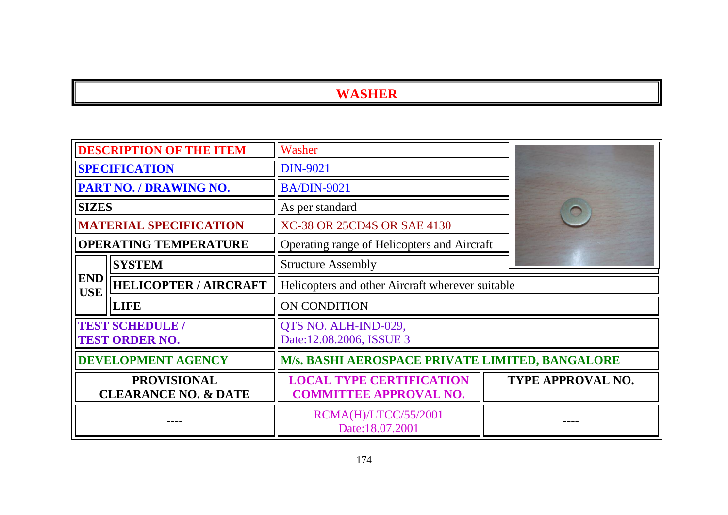# WASHER

| DESCRIPTION OF THE ITEM | | Washer | |
|---|---|---|---|
| SPECIFICATION | | DIN-9021 | |
| PART NO. / DRAWING NO. | | BA/DIN-9021 | |
| SIZES | | As per standard | |
| MATERIAL SPECIFICATION | | XC-38 OR 25CD4S OR SAE 4130 | |
| OPERATING TEMPERATURE | | Operating range of Helicopters and Aircraft | |
| END USE | SYSTEM | Structure Assembly | |
| | HELICOPTER / AIRCRAFT | Helicopters and other Aircraft wherever suitable | |
| | LIFE | ON CONDITION | |
| TEST SCHEDULE / TEST ORDER NO. | | QTS NO. ALH-IND-029, Date:12.08.2006, ISSUE 3 | |
| DEVELOPMENT AGENCY | | M/s. BASHI AEROSPACE PRIVATE LIMITED, BANGALORE | |
| PROVISIONAL CLEARANCE NO. & DATE | | LOCAL TYPE CERTIFICATION COMMITTEE APPROVAL NO. | TYPE APPROVAL NO. |
| ---- | | RCMA(H)/LTCC/55/2001 Date:18.07.2001 | ---- |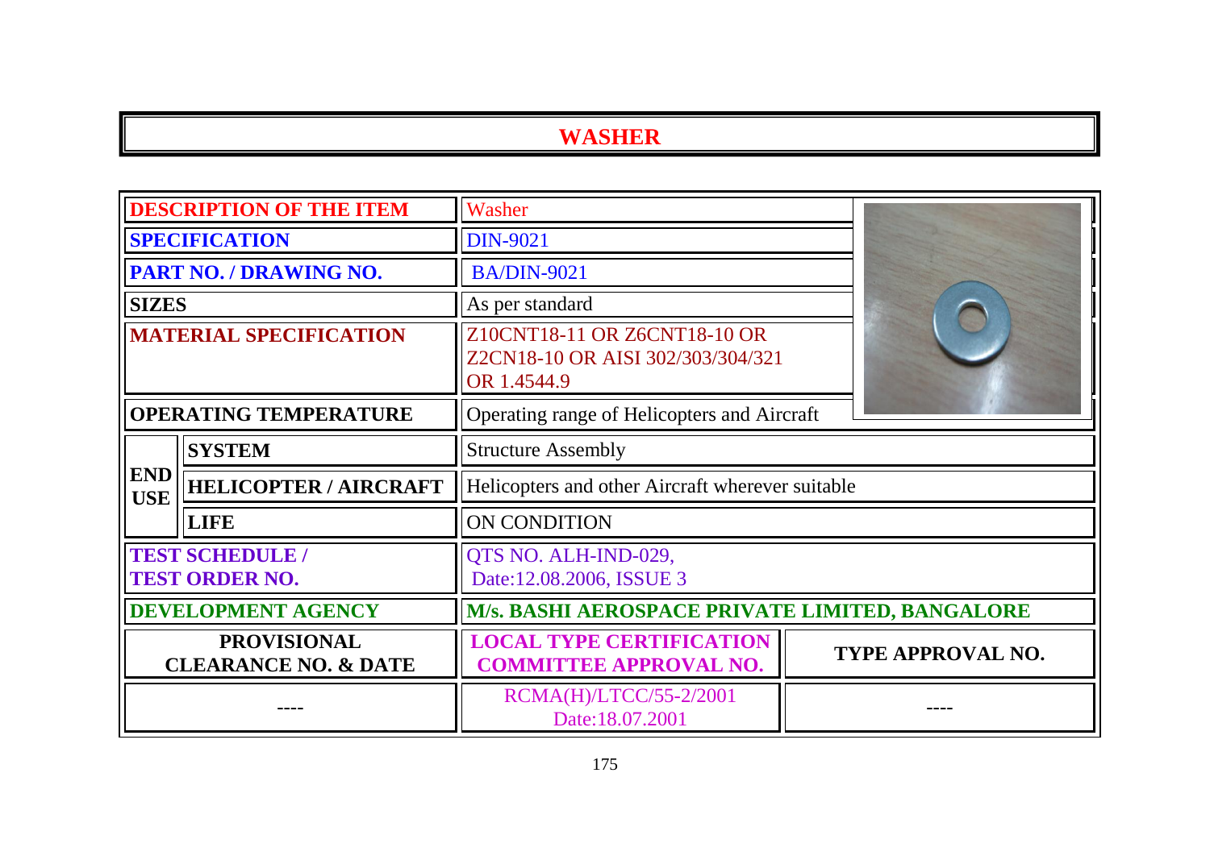# WASHER

| | | | |
|---|---|---|---|
| **DESCRIPTION OF THE ITEM** | | Washer | |
| **SPECIFICATION** | | DIN-9021 | |
| **PART NO. / DRAWING NO.** | | BA/DIN-9021 | |
| **SIZES** | | As per standard | |
| **MATERIAL SPECIFICATION** | | Z10CNT18-11 OR Z6CNT18-10 OR Z2CN18-10 OR AISI 302/303/304/321 OR 1.4544.9 | |
| **OPERATING TEMPERATURE** | | Operating range of Helicopters and Aircraft | |
| **END USE** | **SYSTEM** | Structure Assembly | |
| | **HELICOPTER / AIRCRAFT** | Helicopters and other Aircraft wherever suitable | |
| | **LIFE** | ON CONDITION | |
| **TEST SCHEDULE / TEST ORDER NO.** | | QTS NO. ALH-IND-029, Date:12.08.2006, ISSUE 3 | |
| **DEVELOPMENT AGENCY** | | **M/s. BASHI AEROSPACE PRIVATE LIMITED, BANGALORE** | |
| **PROVISIONAL CLEARANCE NO. & DATE** | | **LOCAL TYPE CERTIFICATION COMMITTEE APPROVAL NO.** | **TYPE APPROVAL NO.** |
| ---- | | RCMA(H)/LTCC/55-2/2001 Date:18.07.2001 | ---- |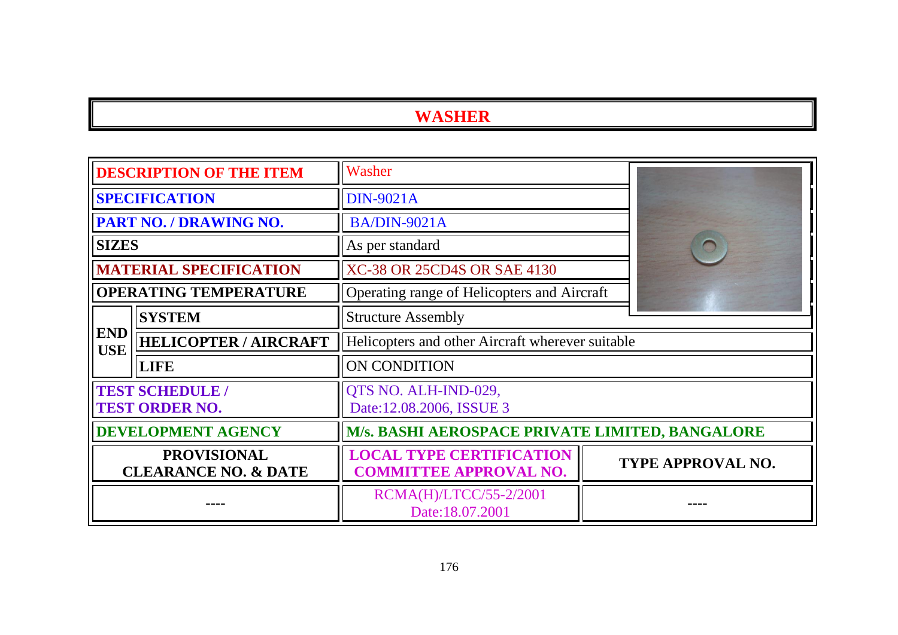# WASHER

| | | | |
|---|---|---|---|
| **DESCRIPTION OF THE ITEM** | | Washer | |
| **SPECIFICATION** | | DIN-9021A | |
| **PART NO. / DRAWING NO.** | | BA/DIN-9021A | |
| **SIZES** | | As per standard | |
| **MATERIAL SPECIFICATION** | | XC-38 OR 25CD4S OR SAE 4130 | |
| **OPERATING TEMPERATURE** | | Operating range of Helicopters and Aircraft | |
| **END USE** | **SYSTEM** | Structure Assembly | |
| | **HELICOPTER / AIRCRAFT** | Helicopters and other Aircraft wherever suitable | |
| | **LIFE** | ON CONDITION | |
| **TEST SCHEDULE / TEST ORDER NO.** | | QTS NO. ALH-IND-029, Date:12.08.2006, ISSUE 3 | |
| **DEVELOPMENT AGENCY** | | **M/s. BASHI AEROSPACE PRIVATE LIMITED, BANGALORE** | |
| **PROVISIONAL CLEARANCE NO. & DATE** | | **LOCAL TYPE CERTIFICATION COMMITTEE APPROVAL NO.** | **TYPE APPROVAL NO.** |
| ---- | | RCMA(H)/LTCC/55-2/2001 Date:18.07.2001 | ---- |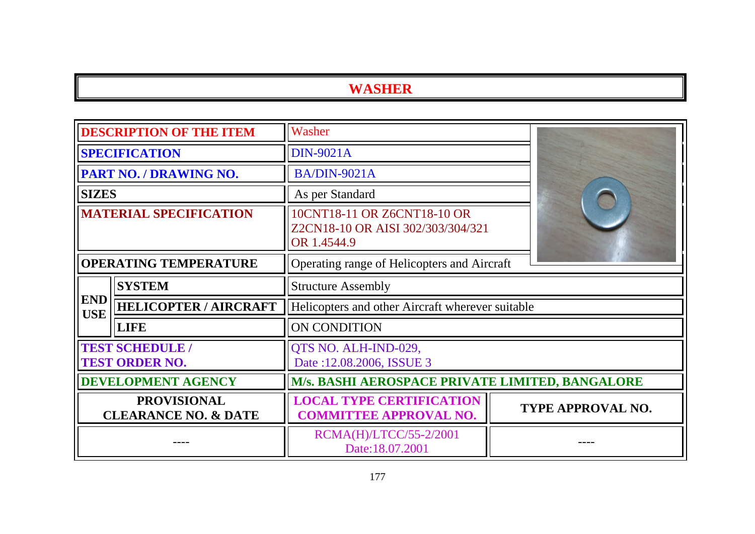# WASHER

| | | |
|---|---|---|
| **DESCRIPTION OF THE ITEM** | | Washer |
| **SPECIFICATION** | | DIN-9021A |
| **PART NO. / DRAWING NO.** | | BA/DIN-9021A |
| **SIZES** | | As per Standard |
| **MATERIAL SPECIFICATION** | | 10CNT18-11 OR Z6CNT18-10 OR Z2CN18-10 OR AISI 302/303/304/321 OR 1.4544.9 |
| **OPERATING TEMPERATURE** | | Operating range of Helicopters and Aircraft |
| **END USE** | **SYSTEM** | Structure Assembly |
| | **HELICOPTER / AIRCRAFT** | Helicopters and other Aircraft wherever suitable |
| | **LIFE** | ON CONDITION |
| **TEST SCHEDULE / TEST ORDER NO.** | | QTS NO. ALH-IND-029, Date :12.08.2006, ISSUE 3 |
| **DEVELOPMENT AGENCY** | | **M/s. BASHI AEROSPACE PRIVATE LIMITED, BANGALORE** |

| PROVISIONAL CLEARANCE NO. & DATE | LOCAL TYPE CERTIFICATION COMMITTEE APPROVAL NO. | TYPE APPROVAL NO. |
|---|---|---|
| ---- | RCMA(H)/LTCC/55-2/2001 Date:18.07.2001 | ---- |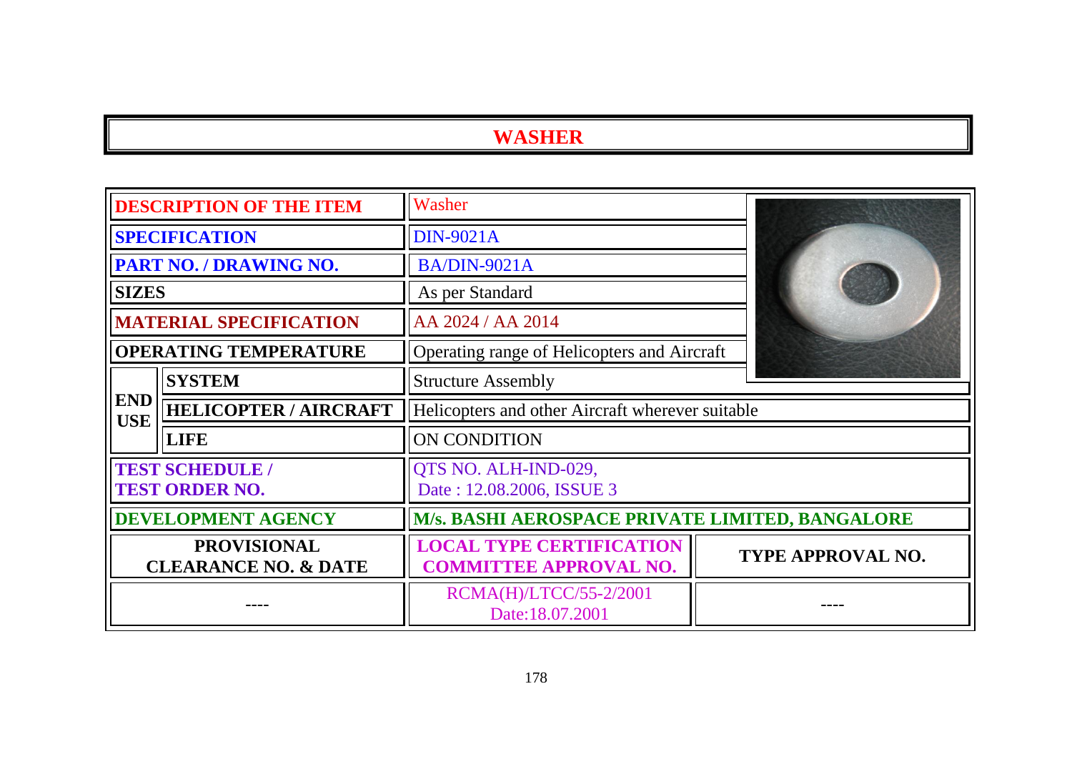# WASHER

| | | | |
|---|---|---|---|
| **DESCRIPTION OF THE ITEM** | | Washer | |
| **SPECIFICATION** | | DIN-9021A | |
| **PART NO. / DRAWING NO.** | | BA/DIN-9021A | |
| **SIZES** | | As per Standard | |
| **MATERIAL SPECIFICATION** | | AA 2024 / AA 2014 | |
| **OPERATING TEMPERATURE** | | Operating range of Helicopters and Aircraft | |
| **END USE** | **SYSTEM** | Structure Assembly | |
| | **HELICOPTER / AIRCRAFT** | Helicopters and other Aircraft wherever suitable | |
| | **LIFE** | ON CONDITION | |
| **TEST SCHEDULE / TEST ORDER NO.** | | QTS NO. ALH-IND-029, Date : 12.08.2006, ISSUE 3 | |
| **DEVELOPMENT AGENCY** | | **M/s. BASHI AEROSPACE PRIVATE LIMITED, BANGALORE** | |
| **PROVISIONAL CLEARANCE NO. & DATE** | | **LOCAL TYPE CERTIFICATION COMMITTEE APPROVAL NO.** | **TYPE APPROVAL NO.** |
| ---- | | RCMA(H)/LTCC/55-2/2001 Date:18.07.2001 | ---- |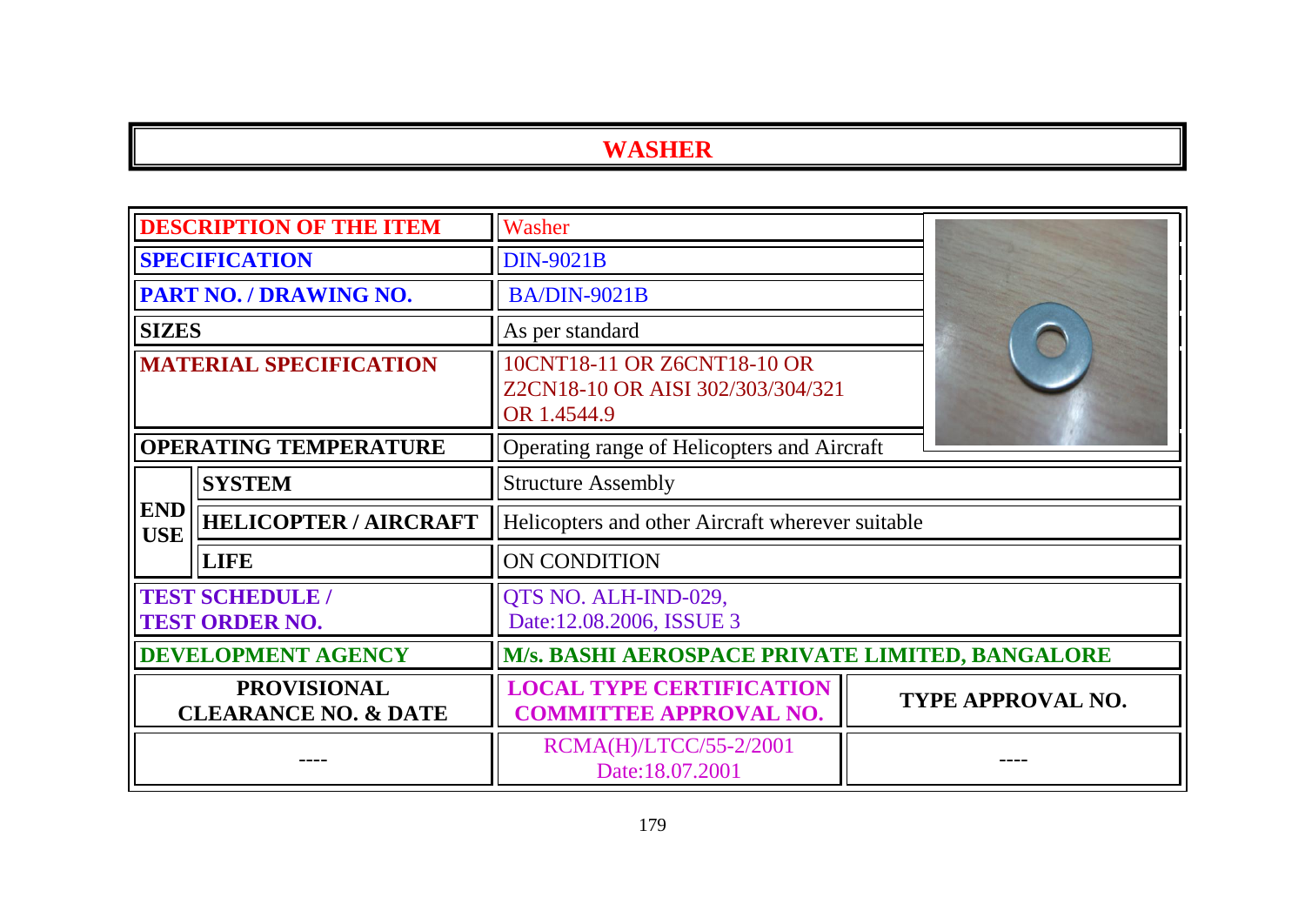# WASHER

| | | | |
|---|---|---|---|
| **DESCRIPTION OF THE ITEM** | | Washer | |
| **SPECIFICATION** | | DIN-9021B | |
| **PART NO. / DRAWING NO.** | | BA/DIN-9021B | |
| **SIZES** | | As per standard | |
| **MATERIAL SPECIFICATION** | | 10CNT18-11 OR Z6CNT18-10 OR Z2CN18-10 OR AISI 302/303/304/321 OR 1.4544.9 | |
| **OPERATING TEMPERATURE** | | Operating range of Helicopters and Aircraft | |
| **END USE** | **SYSTEM** | Structure Assembly | |
| | **HELICOPTER / AIRCRAFT** | Helicopters and other Aircraft wherever suitable | |
| | **LIFE** | ON CONDITION | |
| **TEST SCHEDULE / TEST ORDER NO.** | | QTS NO. ALH-IND-029, Date:12.08.2006, ISSUE 3 | |
| **DEVELOPMENT AGENCY** | | **M/s. BASHI AEROSPACE PRIVATE LIMITED, BANGALORE** | |
| **PROVISIONAL CLEARANCE NO. & DATE** | | **LOCAL TYPE CERTIFICATION COMMITTEE APPROVAL NO.** | **TYPE APPROVAL NO.** |
| ---- | | RCMA(H)/LTCC/55-2/2001 Date:18.07.2001 | ---- |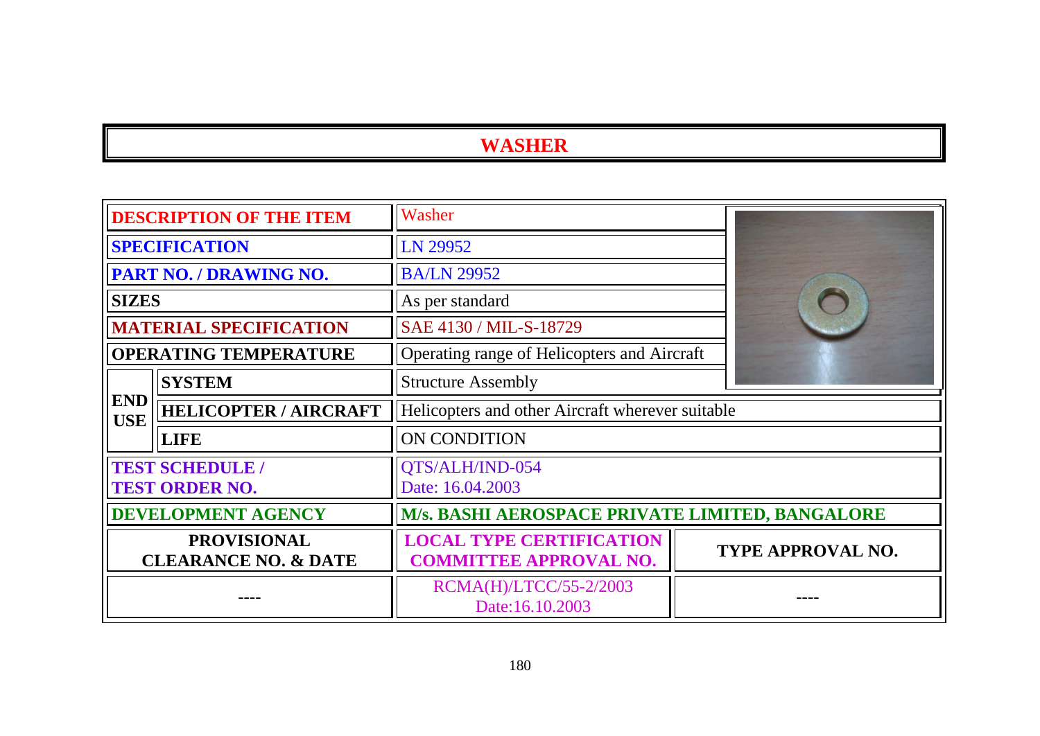# WASHER

| | | |
|---|---|---|
| **DESCRIPTION OF THE ITEM** | | Washer |
| **SPECIFICATION** | | LN 29952 |
| **PART NO. / DRAWING NO.** | | BA/LN 29952 |
| **SIZES** | | As per standard |
| **MATERIAL SPECIFICATION** | | SAE 4130 / MIL-S-18729 |
| **OPERATING TEMPERATURE** | | Operating range of Helicopters and Aircraft |
| **END USE** | **SYSTEM** | Structure Assembly |
| | **HELICOPTER / AIRCRAFT** | Helicopters and other Aircraft wherever suitable |
| | **LIFE** | ON CONDITION |
| **TEST SCHEDULE / TEST ORDER NO.** | | QTS/ALH/IND-054<br>Date: 16.04.2003 |
| **DEVELOPMENT AGENCY** | | **M/s. BASHI AEROSPACE PRIVATE LIMITED, BANGALORE** |

| **PROVISIONAL CLEARANCE NO. & DATE** | **LOCAL TYPE CERTIFICATION COMMITTEE APPROVAL NO.** | **TYPE APPROVAL NO.** |
|---|---|---|
| ---- | RCMA(H)/LTCC/55-2/2003<br>Date:16.10.2003 | ---- |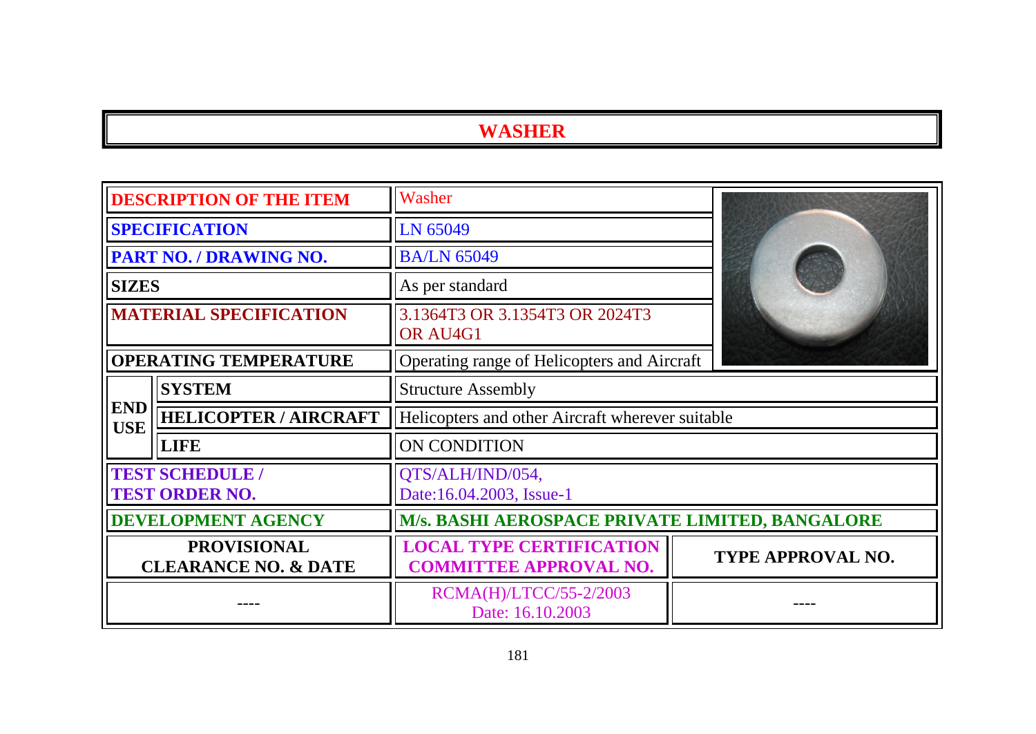# WASHER

| | | |
|---|---|---|
| **DESCRIPTION OF THE ITEM** | | Washer |
| **SPECIFICATION** | | LN 65049 |
| **PART NO. / DRAWING NO.** | | BA/LN 65049 |
| **SIZES** | | As per standard |
| **MATERIAL SPECIFICATION** | | 3.1364T3 OR 3.1354T3 OR 2024T3 OR AU4G1 |
| **OPERATING TEMPERATURE** | | Operating range of Helicopters and Aircraft |
| **END USE** | **SYSTEM** | Structure Assembly |
| | **HELICOPTER / AIRCRAFT** | Helicopters and other Aircraft wherever suitable |
| | **LIFE** | ON CONDITION |
| **TEST SCHEDULE / TEST ORDER NO.** | | QTS/ALH/IND/054, Date:16.04.2003, Issue-1 |
| **DEVELOPMENT AGENCY** | | **M/s. BASHI AEROSPACE PRIVATE LIMITED, BANGALORE** |

| **PROVISIONAL CLEARANCE NO. & DATE** | **LOCAL TYPE CERTIFICATION COMMITTEE APPROVAL NO.** | **TYPE APPROVAL NO.** |
|---|---|---|
| ---- | RCMA(H)/LTCC/55-2/2003 Date: 16.10.2003 | ---- |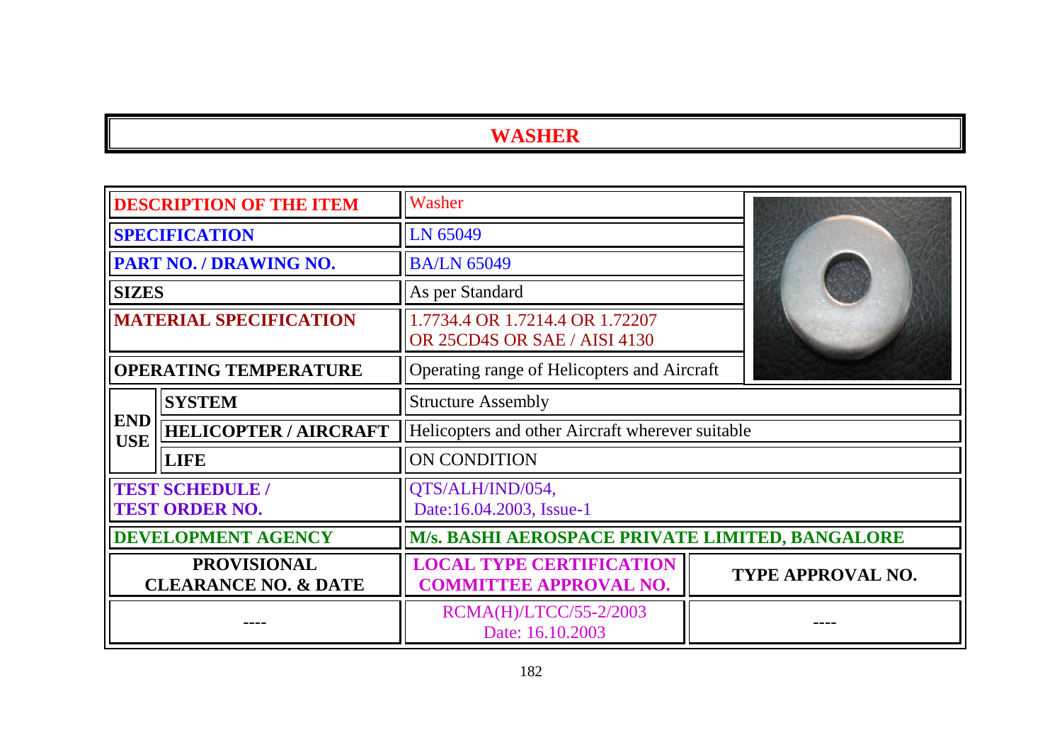# WASHER

| | | |
|---|---|---|
| **DESCRIPTION OF THE ITEM** | | Washer |
| **SPECIFICATION** | | LN 65049 |
| **PART NO. / DRAWING NO.** | | BA/LN 65049 |
| **SIZES** | | As per Standard |
| **MATERIAL SPECIFICATION** | | 1.7734.4 OR 1.7214.4 OR 1.72207 OR 25CD4S OR SAE / AISI 4130 |
| **OPERATING TEMPERATURE** | | Operating range of Helicopters and Aircraft |
| **END USE** | **SYSTEM** | Structure Assembly |
| | **HELICOPTER / AIRCRAFT** | Helicopters and other Aircraft wherever suitable |
| | **LIFE** | ON CONDITION |
| **TEST SCHEDULE / TEST ORDER NO.** | | QTS/ALH/IND/054, Date:16.04.2003, Issue-1 |
| **DEVELOPMENT AGENCY** | | **M/s. BASHI AEROSPACE PRIVATE LIMITED, BANGALORE** |

| **PROVISIONAL CLEARANCE NO. & DATE** | **LOCAL TYPE CERTIFICATION COMMITTEE APPROVAL NO.** | **TYPE APPROVAL NO.** |
|---|---|---|
| ---- | RCMA(H)/LTCC/55-2/2003 Date: 16.10.2003 | ---- |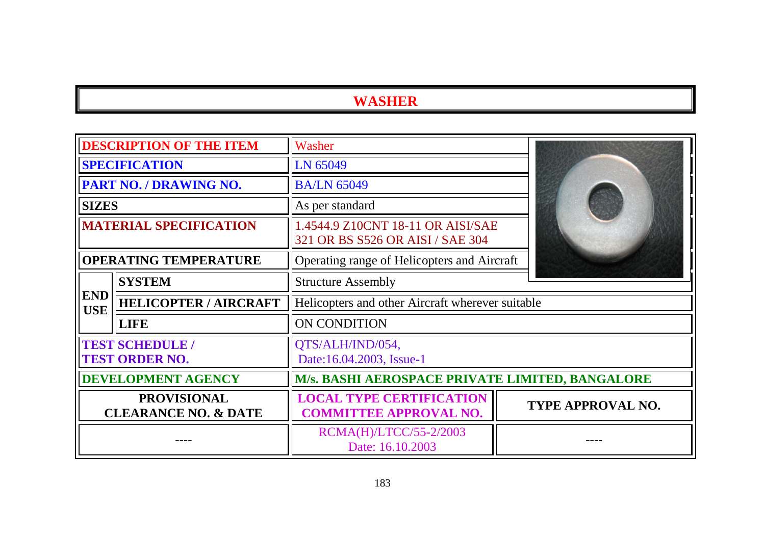# WASHER

| DESCRIPTION OF THE ITEM | | Washer | |
|---|---|---|---|
| SPECIFICATION | | LN 65049 | |
| PART NO. / DRAWING NO. | | BA/LN 65049 | |
| SIZES | | As per standard | |
| MATERIAL SPECIFICATION | | 1.4544.9 Z10CNT 18-11 OR AISI/SAE 321 OR BS S526 OR AISI / SAE 304 | |
| OPERATING TEMPERATURE | | Operating range of Helicopters and Aircraft | |
| END USE | SYSTEM | Structure Assembly | |
| | HELICOPTER / AIRCRAFT | Helicopters and other Aircraft wherever suitable | |
| | LIFE | ON CONDITION | |
| TEST SCHEDULE / TEST ORDER NO. | | QTS/ALH/IND/054, Date:16.04.2003, Issue-1 | |
| DEVELOPMENT AGENCY | | M/s. BASHI AEROSPACE PRIVATE LIMITED, BANGALORE | |
| PROVISIONAL CLEARANCE NO. & DATE | | LOCAL TYPE CERTIFICATION COMMITTEE APPROVAL NO. | TYPE APPROVAL NO. |
| ---- | | RCMA(H)/LTCC/55-2/2003 Date: 16.10.2003 | ---- |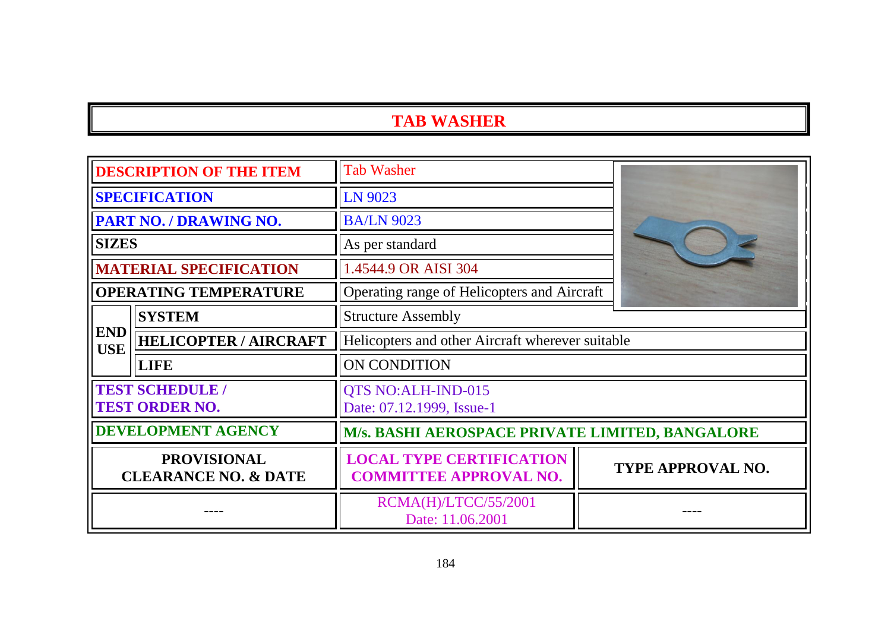# TAB WASHER

| | | | |
|---|---|---|---|
| **DESCRIPTION OF THE ITEM** | | Tab Washer | |
| **SPECIFICATION** | | LN 9023 | |
| **PART NO. / DRAWING NO.** | | BA/LN 9023 | |
| **SIZES** | | As per standard | |
| **MATERIAL SPECIFICATION** | | 1.4544.9 OR AISI 304 | |
| **OPERATING TEMPERATURE** | | Operating range of Helicopters and Aircraft | |
| **END USE** | **SYSTEM** | Structure Assembly | |
| | **HELICOPTER / AIRCRAFT** | Helicopters and other Aircraft wherever suitable | |
| | **LIFE** | ON CONDITION | |
| **TEST SCHEDULE / TEST ORDER NO.** | | QTS NO:ALH-IND-015<br>Date: 07.12.1999, Issue-1 | |
| **DEVELOPMENT AGENCY** | | **M/s. BASHI AEROSPACE PRIVATE LIMITED, BANGALORE** | |
| **PROVISIONAL CLEARANCE NO. & DATE** | | **LOCAL TYPE CERTIFICATION COMMITTEE APPROVAL NO.** | **TYPE APPROVAL NO.** |
| ---- | | RCMA(H)/LTCC/55/2001<br>Date: 11.06.2001 | ---- |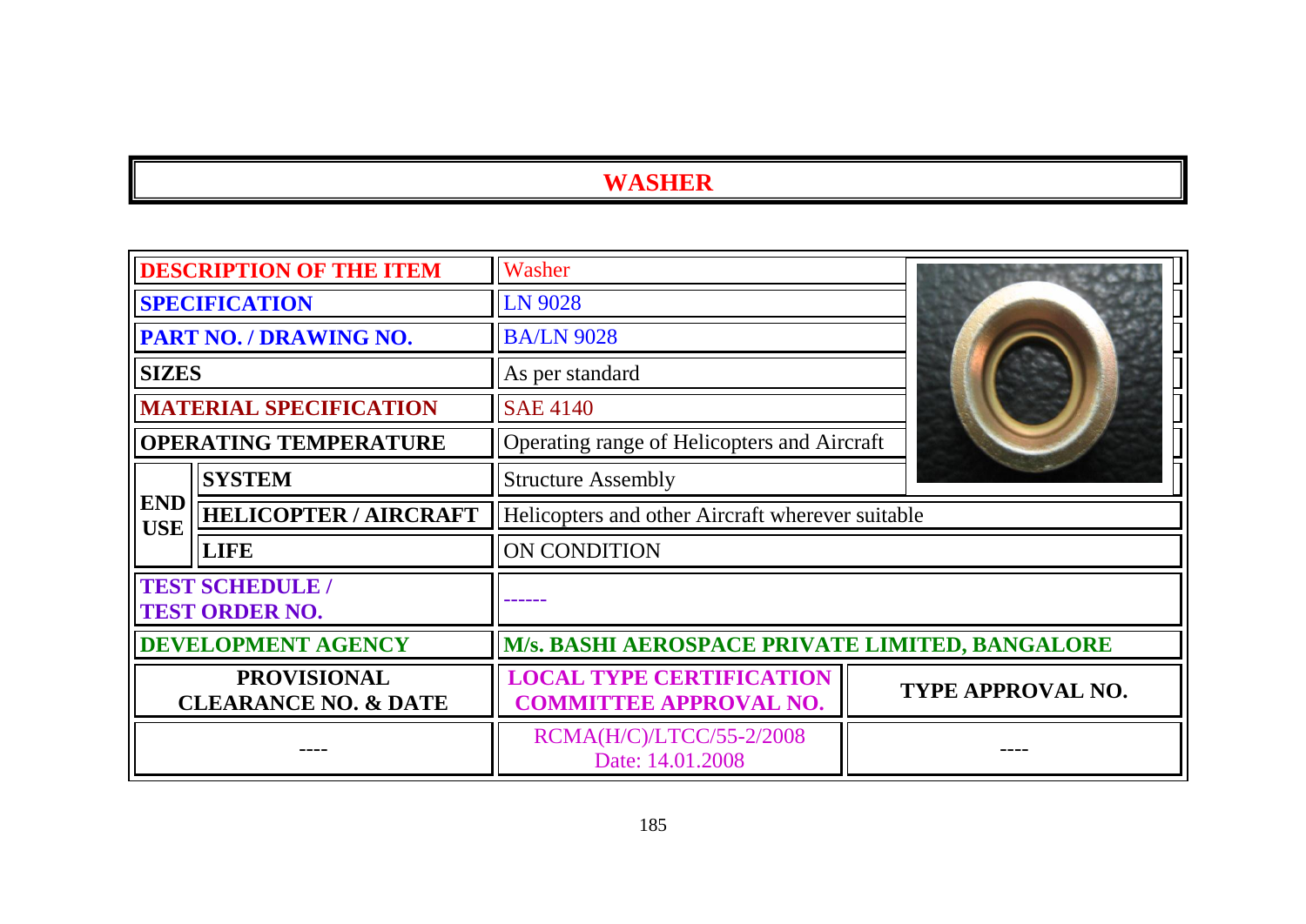# WASHER

| DESCRIPTION OF THE ITEM | | Washer | |
|---|---|---|---|
| SPECIFICATION | | LN 9028 | |
| PART NO. / DRAWING NO. | | BA/LN 9028 | |
| SIZES | | As per standard | |
| MATERIAL SPECIFICATION | | SAE 4140 | |
| OPERATING TEMPERATURE | | Operating range of Helicopters and Aircraft | |
| END USE | SYSTEM | Structure Assembly | |
| | HELICOPTER / AIRCRAFT | Helicopters and other Aircraft wherever suitable | |
| | LIFE | ON CONDITION | |
| TEST SCHEDULE / TEST ORDER NO. | | ------ | |
| DEVELOPMENT AGENCY | | M/s. BASHI AEROSPACE PRIVATE LIMITED, BANGALORE | |
| PROVISIONAL CLEARANCE NO. & DATE | | LOCAL TYPE CERTIFICATION COMMITTEE APPROVAL NO. | TYPE APPROVAL NO. |
| ---- | | RCMA(H/C)/LTCC/55-2/2008 Date: 14.01.2008 | ---- |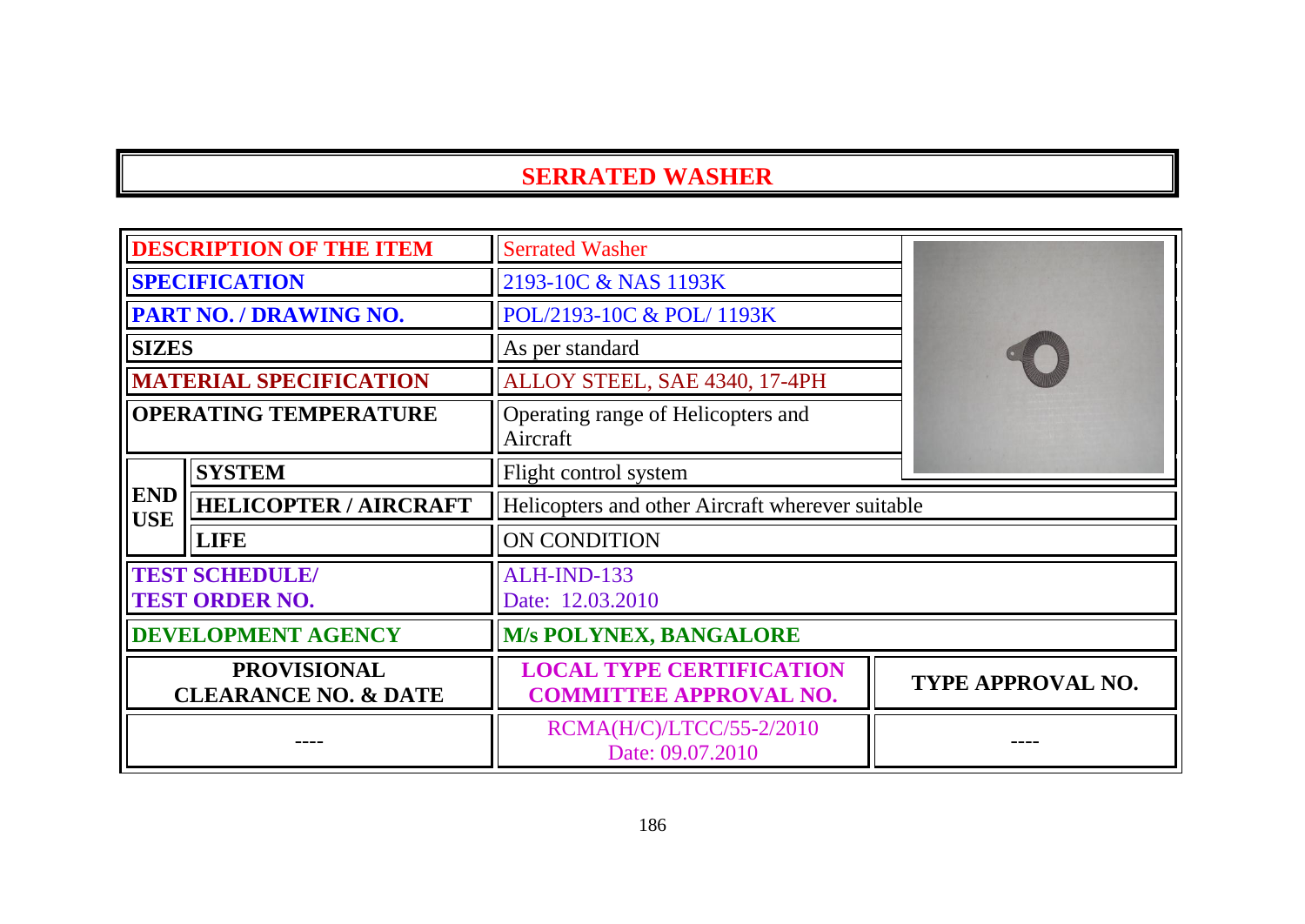# SERRATED WASHER

| | | | |
|---|---|---|---|
| **DESCRIPTION OF THE ITEM** | | Serrated Washer | |
| **SPECIFICATION** | | 2193-10C & NAS 1193K | |
| **PART NO. / DRAWING NO.** | | POL/2193-10C & POL/ 1193K | |
| **SIZES** | | As per standard | |
| **MATERIAL SPECIFICATION** | | ALLOY STEEL, SAE 4340, 17-4PH | |
| **OPERATING TEMPERATURE** | | Operating range of Helicopters and Aircraft | |
| **END USE** | **SYSTEM** | Flight control system | |
| | **HELICOPTER / AIRCRAFT** | Helicopters and other Aircraft wherever suitable | |
| | **LIFE** | ON CONDITION | |
| **TEST SCHEDULE/ TEST ORDER NO.** | | ALH-IND-133<br>Date: 12.03.2010 | |
| **DEVELOPMENT AGENCY** | | **M/s POLYNEX, BANGALORE** | |
| **PROVISIONAL CLEARANCE NO. & DATE** | | **LOCAL TYPE CERTIFICATION COMMITTEE APPROVAL NO.** | **TYPE APPROVAL NO.** |
| ---- | | RCMA(H/C)/LTCC/55-2/2010<br>Date: 09.07.2010 | ---- |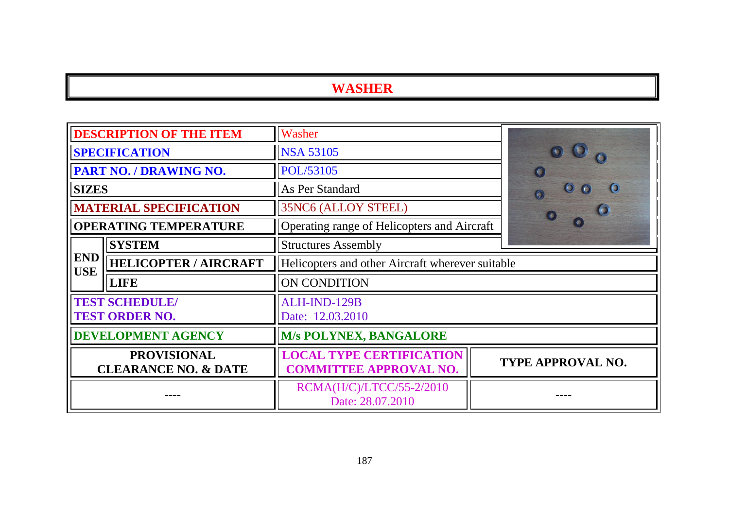# WASHER

| | | |
|---|---|---|
| **DESCRIPTION OF THE ITEM** | | Washer |
| **SPECIFICATION** | | NSA 53105 |
| **PART NO. / DRAWING NO.** | | POL/53105 |
| **SIZES** | | As Per Standard |
| **MATERIAL SPECIFICATION** | | 35NC6 (ALLOY STEEL) |
| **OPERATING TEMPERATURE** | | Operating range of Helicopters and Aircraft |
| **END USE** | **SYSTEM** | Structures Assembly |
| | **HELICOPTER / AIRCRAFT** | Helicopters and other Aircraft wherever suitable |
| | **LIFE** | ON CONDITION |
| **TEST SCHEDULE/ TEST ORDER NO.** | | ALH-IND-129B Date: 12.03.2010 |
| **DEVELOPMENT AGENCY** | | **M/s POLYNEX, BANGALORE** |

| **PROVISIONAL CLEARANCE NO. & DATE** | **LOCAL TYPE CERTIFICATION COMMITTEE APPROVAL NO.** | **TYPE APPROVAL NO.** |
|---|---|---|
| ---- | RCMA(H/C)/LTCC/55-2/2010 Date: 28.07.2010 | ---- |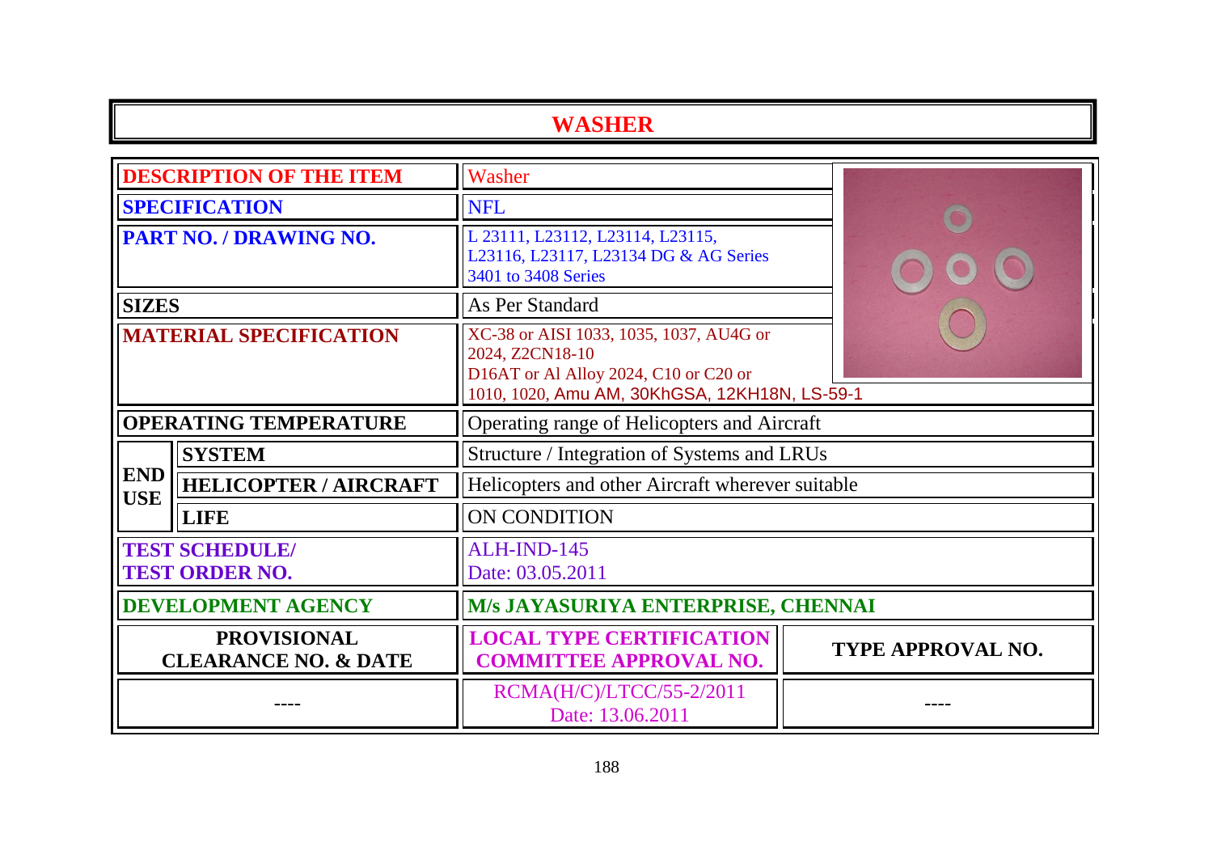# WASHER

| | | |
|---|---|---|
| **DESCRIPTION OF THE ITEM** | | Washer |
| **SPECIFICATION** | | NFL |
| **PART NO. / DRAWING NO.** | | L 23111, L23112, L23114, L23115, L23116, L23117, L23134 DG & AG Series 3401 to 3408 Series |
| **SIZES** | | As Per Standard |
| **MATERIAL SPECIFICATION** | | XC-38 or AISI 1033, 1035, 1037, AU4G or 2024, Z2CN18-10 D16AT or Al Alloy 2024, C10 or C20 or 1010, 1020, Amu AM, 30KhGSA, 12KH18N, LS-59-1 |
| **OPERATING TEMPERATURE** | | Operating range of Helicopters and Aircraft |
| **END USE** | **SYSTEM** | Structure / Integration of Systems and LRUs |
| | **HELICOPTER / AIRCRAFT** | Helicopters and other Aircraft wherever suitable |
| | **LIFE** | ON CONDITION |
| **TEST SCHEDULE/ TEST ORDER NO.** | | ALH-IND-145 Date: 03.05.2011 |
| **DEVELOPMENT AGENCY** | | **M/s JAYASURIYA ENTERPRISE, CHENNAI** |

| PROVISIONAL CLEARANCE NO. & DATE | LOCAL TYPE CERTIFICATION COMMITTEE APPROVAL NO. | TYPE APPROVAL NO. |
|---|---|---|
| ---- | RCMA(H/C)/LTCC/55-2/2011 Date: 13.06.2011 | ---- |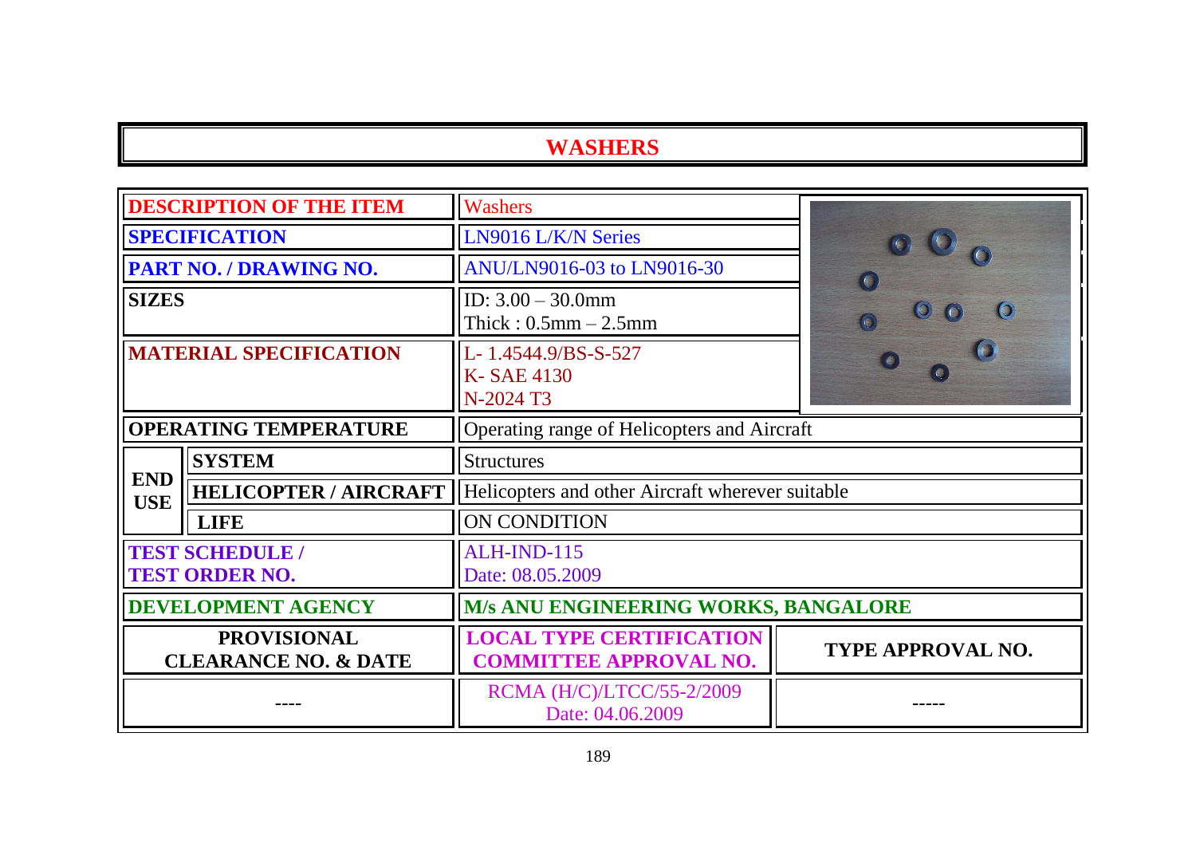# WASHERS

| | | | |
|---|---|---|---|
| **DESCRIPTION OF THE ITEM** | | Washers | |
| **SPECIFICATION** | | LN9016 L/K/N Series | |
| **PART NO. / DRAWING NO.** | | ANU/LN9016-03 to LN9016-30 | |
| **SIZES** | | ID: 3.00 – 30.0mm<br>Thick : 0.5mm – 2.5mm | |
| **MATERIAL SPECIFICATION** | | L- 1.4544.9/BS-S-527<br>K- SAE 4130<br>N-2024 T3 | |
| **OPERATING TEMPERATURE** | | Operating range of Helicopters and Aircraft | |
| **END USE** | **SYSTEM** | Structures | |
| | **HELICOPTER / AIRCRAFT** | Helicopters and other Aircraft wherever suitable | |
| | **LIFE** | ON CONDITION | |
| **TEST SCHEDULE / TEST ORDER NO.** | | ALH-IND-115<br>Date: 08.05.2009 | |
| **DEVELOPMENT AGENCY** | | **M/s ANU ENGINEERING WORKS, BANGALORE** | |
| **PROVISIONAL CLEARANCE NO. & DATE** | | **LOCAL TYPE CERTIFICATION COMMITTEE APPROVAL NO.** | **TYPE APPROVAL NO.** |
| ---- | | RCMA (H/C)/LTCC/55-2/2009<br>Date: 04.06.2009 | ----- |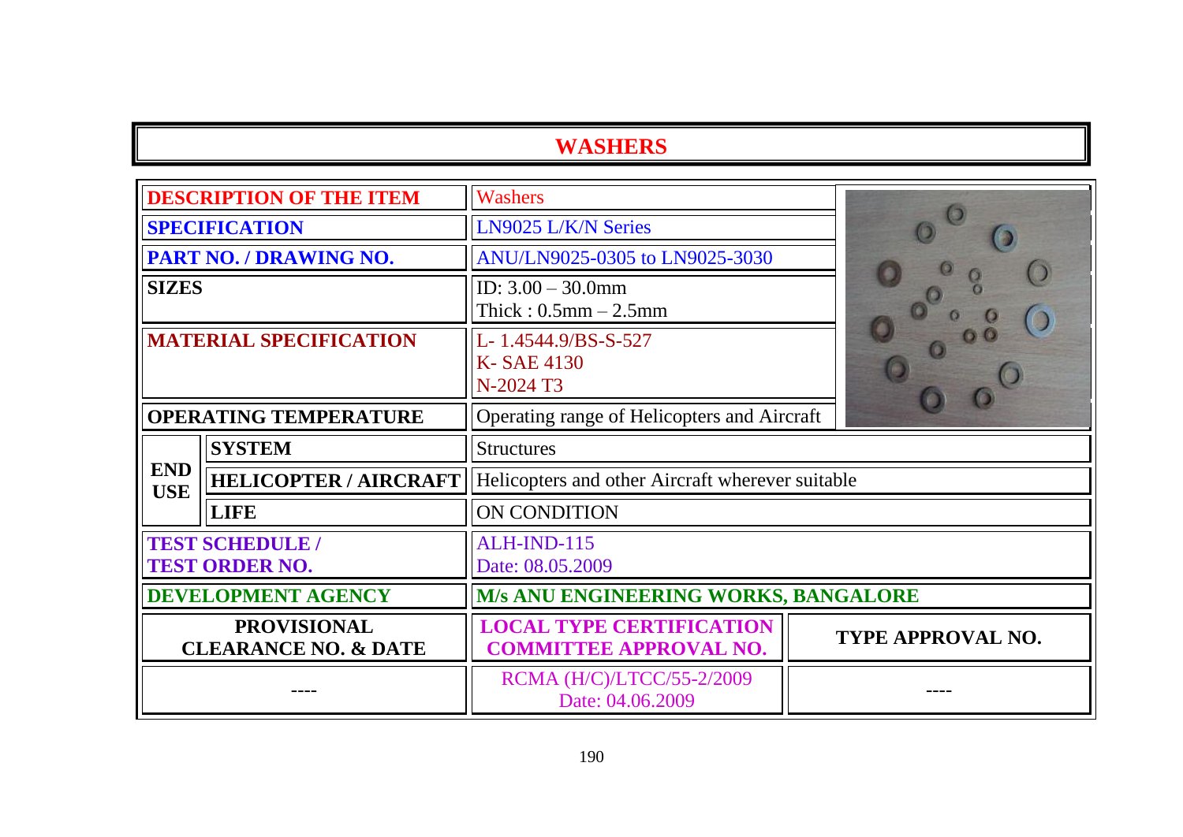# WASHERS

| | | |
|---|---|---|
| **DESCRIPTION OF THE ITEM** | | Washers |
| **SPECIFICATION** | | LN9025 L/K/N Series |
| **PART NO. / DRAWING NO.** | | ANU/LN9025-0305 to LN9025-3030 |
| **SIZES** | | ID: 3.00 – 30.0mm<br>Thick : 0.5mm – 2.5mm |
| **MATERIAL SPECIFICATION** | | L- 1.4544.9/BS-S-527<br>K- SAE 4130<br>N-2024 T3 |
| **OPERATING TEMPERATURE** | | Operating range of Helicopters and Aircraft |
| **END USE** | **SYSTEM** | Structures |
| | **HELICOPTER / AIRCRAFT** | Helicopters and other Aircraft wherever suitable |
| | **LIFE** | ON CONDITION |
| **TEST SCHEDULE / TEST ORDER NO.** | | ALH-IND-115<br>Date: 08.05.2009 |
| **DEVELOPMENT AGENCY** | | **M/s ANU ENGINEERING WORKS, BANGALORE** |

| PROVISIONAL CLEARANCE NO. & DATE | LOCAL TYPE CERTIFICATION COMMITTEE APPROVAL NO. | TYPE APPROVAL NO. |
|---|---|---|
| ---- | RCMA (H/C)/LTCC/55-2/2009<br>Date: 04.06.2009 | ---- |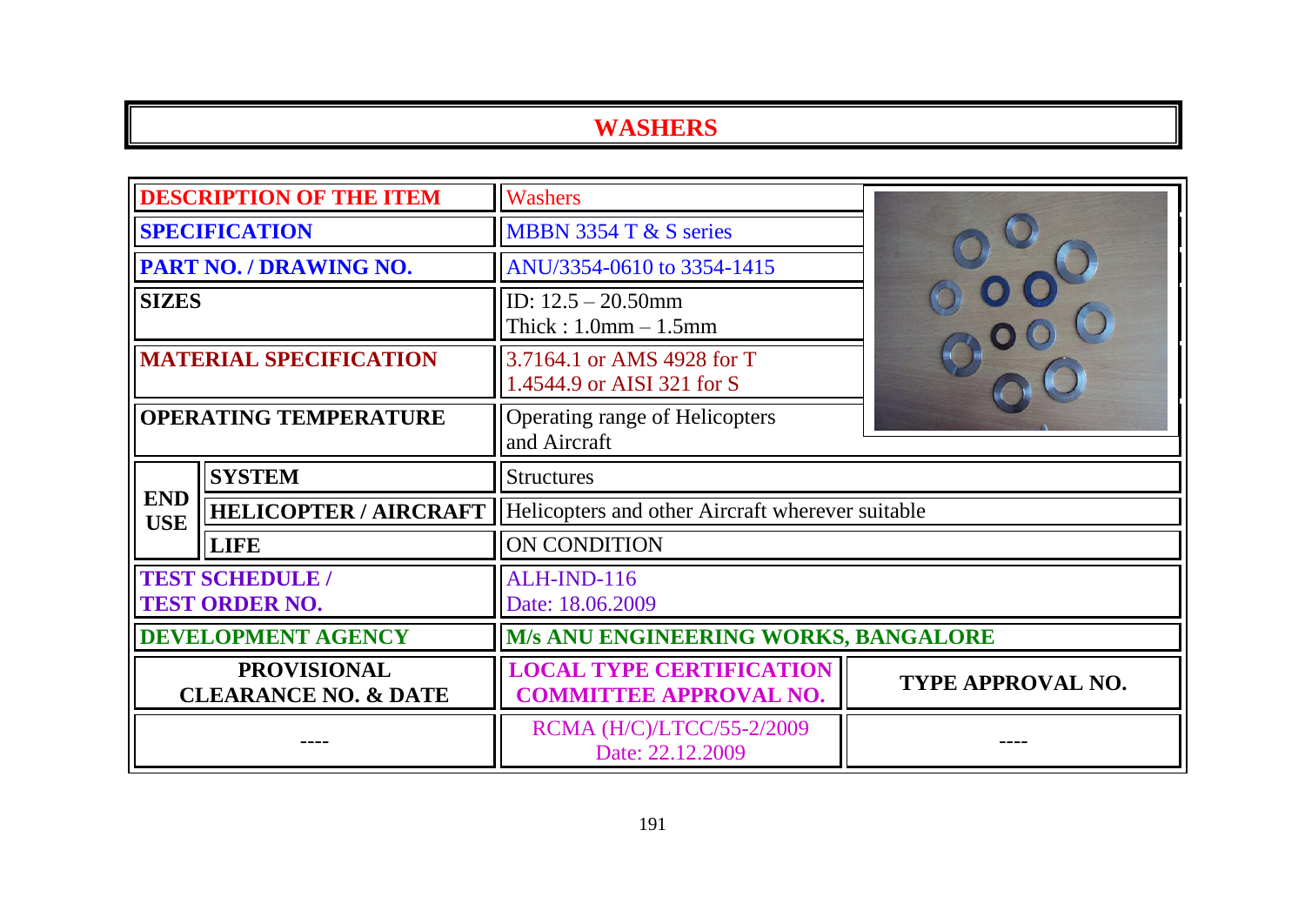# WASHERS

| | | | |
|---|---|---|---|
| **DESCRIPTION OF THE ITEM** | | Washers | |
| **SPECIFICATION** | | MBBN 3354 T & S series | |
| **PART NO. / DRAWING NO.** | | ANU/3354-0610 to 3354-1415 | |
| **SIZES** | | ID: 12.5 – 20.50mm<br>Thick : 1.0mm – 1.5mm | |
| **MATERIAL SPECIFICATION** | | 3.7164.1 or AMS 4928 for T<br>1.4544.9 or AISI 321 for S | |
| **OPERATING TEMPERATURE** | | Operating range of Helicopters and Aircraft | |
| **END USE** | **SYSTEM** | Structures | |
| | **HELICOPTER / AIRCRAFT** | Helicopters and other Aircraft wherever suitable | |
| | **LIFE** | ON CONDITION | |
| **TEST SCHEDULE / TEST ORDER NO.** | | ALH-IND-116<br>Date: 18.06.2009 | |
| **DEVELOPMENT AGENCY** | | **M/s ANU ENGINEERING WORKS, BANGALORE** | |
| **PROVISIONAL CLEARANCE NO. & DATE** | | **LOCAL TYPE CERTIFICATION COMMITTEE APPROVAL NO.** | **TYPE APPROVAL NO.** |
| ---- | | RCMA (H/C)/LTCC/55-2/2009<br>Date: 22.12.2009 | ---- |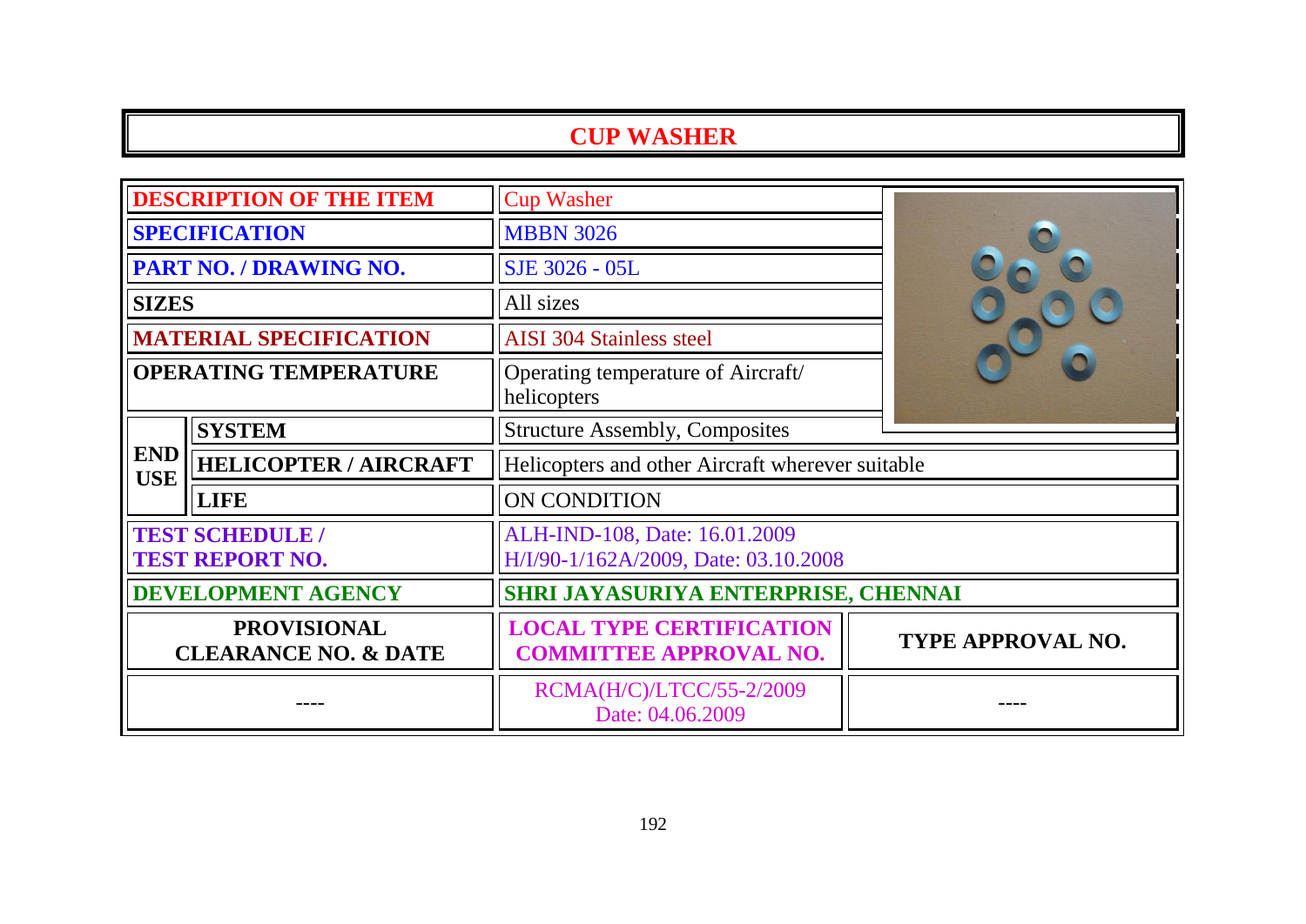# CUP WASHER

| | | | |
|---|---|---|---|
| **DESCRIPTION OF THE ITEM** | | Cup Washer | |
| **SPECIFICATION** | | MBBN 3026 | |
| **PART NO. / DRAWING NO.** | | SJE 3026 - 05L | |
| **SIZES** | | All sizes | |
| **MATERIAL SPECIFICATION** | | AISI 304 Stainless steel | |
| **OPERATING TEMPERATURE** | | Operating temperature of Aircraft/ helicopters | |
| **END USE** | **SYSTEM** | Structure Assembly, Composites | |
| | **HELICOPTER / AIRCRAFT** | Helicopters and other Aircraft wherever suitable | |
| | **LIFE** | ON CONDITION | |
| **TEST SCHEDULE / TEST REPORT NO.** | | ALH-IND-108, Date: 16.01.2009<br>H/I/90-1/162A/2009, Date: 03.10.2008 | |
| **DEVELOPMENT AGENCY** | | **SHRI JAYASURIYA ENTERPRISE, CHENNAI** | |
| **PROVISIONAL CLEARANCE NO. & DATE** | | **LOCAL TYPE CERTIFICATION COMMITTEE APPROVAL NO.** | **TYPE APPROVAL NO.** |
| ---- | | RCMA(H/C)/LTCC/55-2/2009<br>Date: 04.06.2009 | ---- |